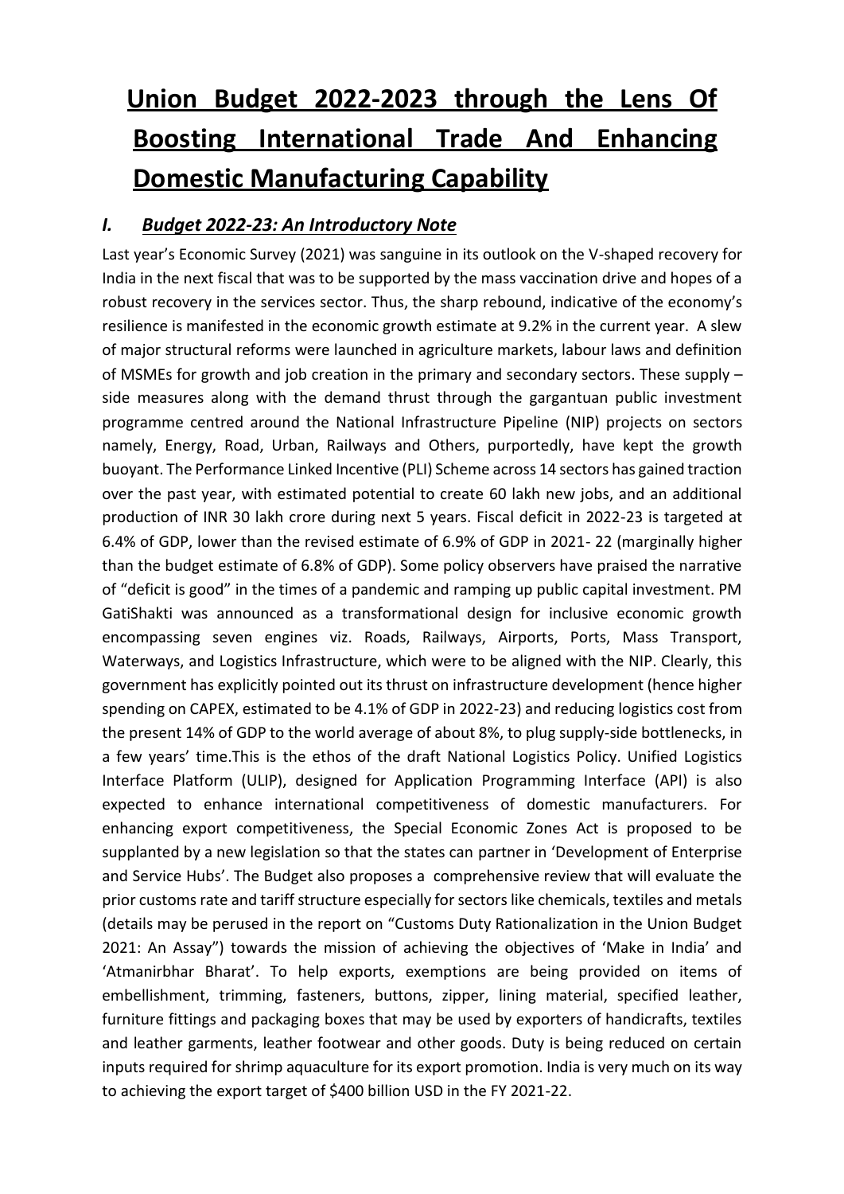# Union Budget 2022-2023 through the Lens Of Boosting International Trade And Enhancing Domestic Manufacturing Capability

## *I. Budget 2022-23: An Introductory Note*

Last year's Economic Survey (2021) was sanguine in its outlook on the V-shaped recovery for India in the next fiscal that was to be supported by the mass vaccination drive and hopes of a robust recovery in the services sector. Thus, the sharp rebound, indicative of the economy's resilience is manifested in the economic growth estimate at 9.2% in the current year. A slew of major structural reforms were launched in agriculture markets, labour laws and definition of MSMEs for growth and job creation in the primary and secondary sectors. These supply – side measures along with the demand thrust through the gargantuan public investment programme centred around the National Infrastructure Pipeline (NIP) projects on sectors namely, Energy, Road, Urban, Railways and Others, purportedly, have kept the growth buoyant. The Performance Linked Incentive (PLI) Scheme across 14 sectors has gained traction over the past year, with estimated potential to create 60 lakh new jobs, and an additional production of INR 30 lakh crore during next 5 years. Fiscal deficit in 2022-23 is targeted at 6.4% of GDP, lower than the revised estimate of 6.9% of GDP in 2021- 22 (marginally higher than the budget estimate of 6.8% of GDP). Some policy observers have praised the narrative of "deficit is good" in the times of a pandemic and ramping up public capital investment. PM GatiShakti was announced as a transformational design for inclusive economic growth encompassing seven engines viz. Roads, Railways, Airports, Ports, Mass Transport, Waterways, and Logistics Infrastructure, which were to be aligned with the NIP. Clearly, this government has explicitly pointed out its thrust on infrastructure development (hence higher spending on CAPEX, estimated to be 4.1% of GDP in 2022-23) and reducing logistics cost from the present 14% of GDP to the world average of about 8%, to plug supply-side bottlenecks, in a few years' time.This is the ethos of the draft National Logistics Policy. Unified Logistics Interface Platform (ULIP), designed for Application Programming Interface (API) is also expected to enhance international competitiveness of domestic manufacturers. For enhancing export competitiveness, the Special Economic Zones Act is proposed to be supplanted by a new legislation so that the states can partner in 'Development of Enterprise and Service Hubs'. The Budget also proposes a comprehensive review that will evaluate the prior customs rate and tariff structure especially for sectors like chemicals, textiles and metals (details may be perused in the report on "Customs Duty Rationalization in the Union Budget 2021: An Assay") towards the mission of achieving the objectives of 'Make in India' and 'Atmanirbhar Bharat'. To help exports, exemptions are being provided on items of embellishment, trimming, fasteners, buttons, zipper, lining material, specified leather, furniture fittings and packaging boxes that may be used by exporters of handicrafts, textiles and leather garments, leather footwear and other goods. Duty is being reduced on certain inputs required for shrimp aquaculture for its export promotion. India is very much on its way to achieving the export target of $400 billion USD in the FY 2021-22.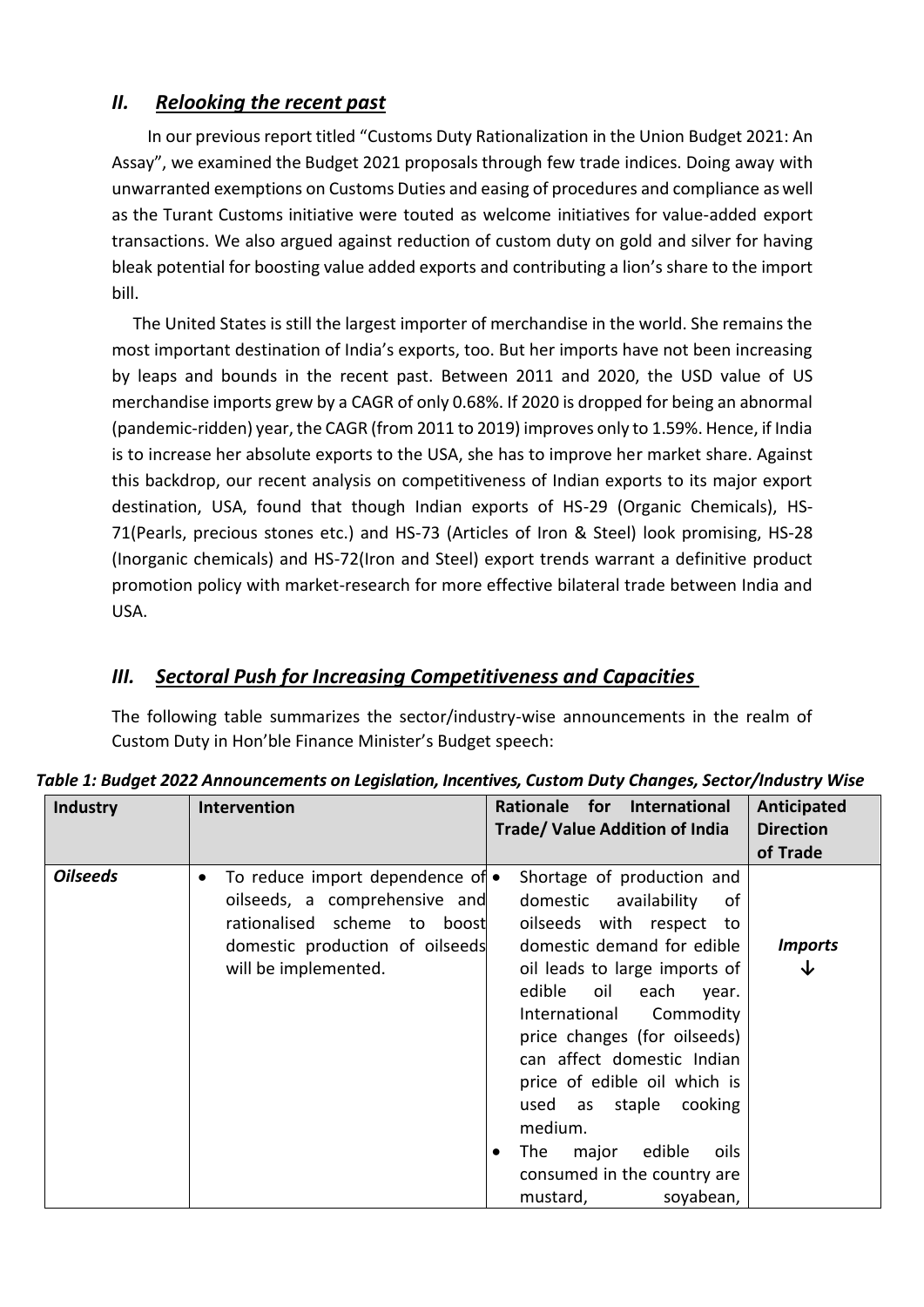## *II. Relooking the recent past*

In our previous report titled "Customs Duty Rationalization in the Union Budget 2021: An Assay", we examined the Budget 2021 proposals through few trade indices. Doing away with unwarranted exemptions on Customs Duties and easing of procedures and compliance as well as the Turant Customs initiative were touted as welcome initiatives for value-added export transactions. We also argued against reduction of custom duty on gold and silver for having bleak potential for boosting value added exports and contributing a lion's share to the import bill.

The United States is still the largest importer of merchandise in the world. She remains the most important destination of India's exports, too. But her imports have not been increasing by leaps and bounds in the recent past. Between 2011 and 2020, the USD value of US merchandise imports grew by a CAGR of only 0.68%. If 2020 is dropped for being an abnormal (pandemic-ridden) year, the CAGR (from 2011 to 2019) improves only to 1.59%. Hence, if India is to increase her absolute exports to the USA, she has to improve her market share. Against this backdrop, our recent analysis on competitiveness of Indian exports to its major export destination, USA, found that though Indian exports of HS-29 (Organic Chemicals), HS-71(Pearls, precious stones etc.) and HS-73 (Articles of Iron & Steel) look promising, HS-28 (Inorganic chemicals) and HS-72(Iron and Steel) export trends warrant a definitive product promotion policy with market-research for more effective bilateral trade between India and USA.

## *III. Sectoral Push for Increasing Competitiveness and Capacities*

The following table summarizes the sector/industry-wise announcements in the realm of Custom Duty in Hon'ble Finance Minister's Budget speech:

*Table 1: Budget 2022 Announcements on Legislation, Incentives, Custom Duty Changes, Sector/Industry Wise*

| Industry | Intervention | Rationale for International Trade/ Value Addition of India | Anticipated Direction of Trade |
|---|---|---|---|
| ***Oilseeds*** | • To reduce import dependence of oilseeds, a comprehensive and rationalised scheme to boost domestic production of oilseeds will be implemented. | • Shortage of production and domestic availability of oilseeds with respect to domestic demand for edible oil leads to large imports of edible oil each year. International Commodity price changes (for oilseeds) can affect domestic Indian price of edible oil which is used as staple cooking medium.<br>• The major edible oils consumed in the country are mustard, soyabean, | ***Imports*** ↓ |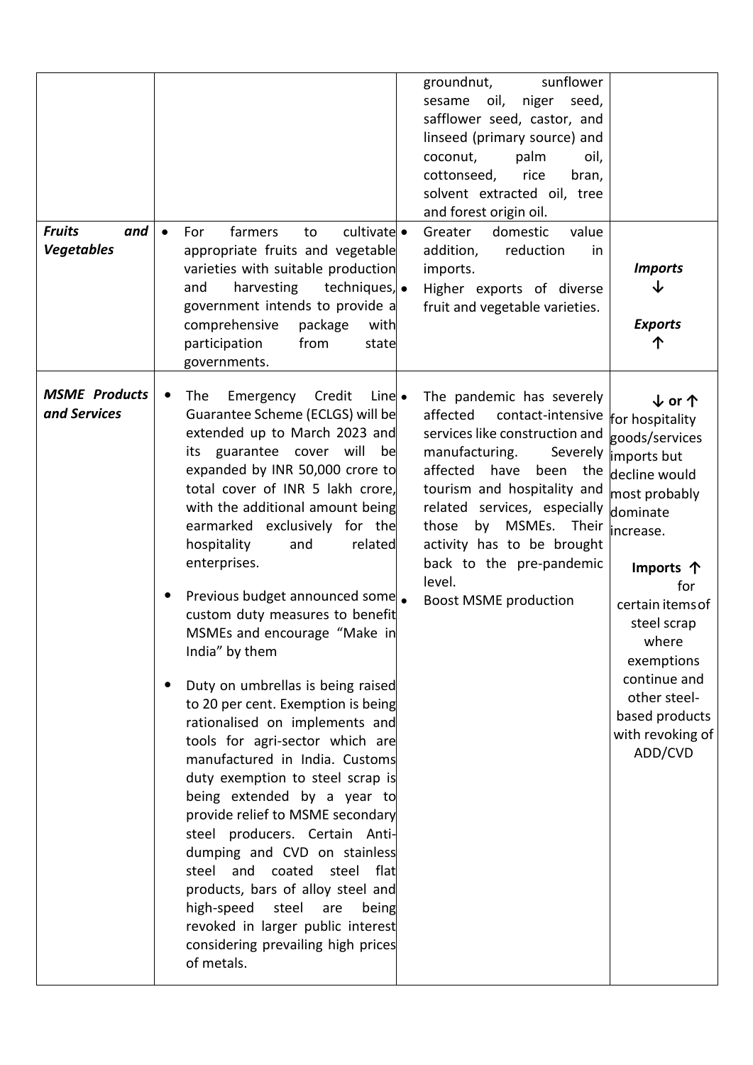| | | | |
|---|---|---|---|
| | | groundnut, sunflower sesame oil, niger seed, safflower seed, castor, and linseed (primary source) and coconut, palm oil, cottonseed, rice bran, solvent extracted oil, tree and forest origin oil. | |
| ***Fruits and Vegetables*** | • For farmers to cultivate appropriate fruits and vegetable varieties with suitable production and harvesting techniques, government intends to provide a comprehensive package with participation from state governments. | • Greater domestic value addition, reduction in imports.<br>• Higher exports of diverse fruit and vegetable varieties. | ***Imports*** ↓<br><br>***Exports*** ↑ |
| ***MSME Products and Services*** | • The Emergency Credit Line Guarantee Scheme (ECLGS) will be extended up to March 2023 and its guarantee cover will be expanded by INR 50,000 crore to total cover of INR 5 lakh crore, with the additional amount being earmarked exclusively for the hospitality and related enterprises.<br><br>• Previous budget announced some custom duty measures to benefit MSMEs and encourage "Make in India" by them<br><br>• Duty on umbrellas is being raised to 20 per cent. Exemption is being rationalised on implements and tools for agri-sector which are manufactured in India. Customs duty exemption to steel scrap is being extended by a year to provide relief to MSME secondary steel producers. Certain Anti-dumping and CVD on stainless steel and coated steel flat products, bars of alloy steel and high-speed steel are being revoked in larger public interest considering prevailing high prices of metals. | • The pandemic has severely affected contact-intensive services like construction and manufacturing. Severely affected have been the tourism and hospitality and related services, especially those by MSMEs. Their activity has to be brought back to the pre-pandemic level.<br>• Boost MSME production | **↓ or ↑** for hospitality goods/services imports but decline would most probably dominate increase.<br><br>**Imports ↑** for certain items of steel scrap where exemptions continue and other steel-based products with revoking of ADD/CVD |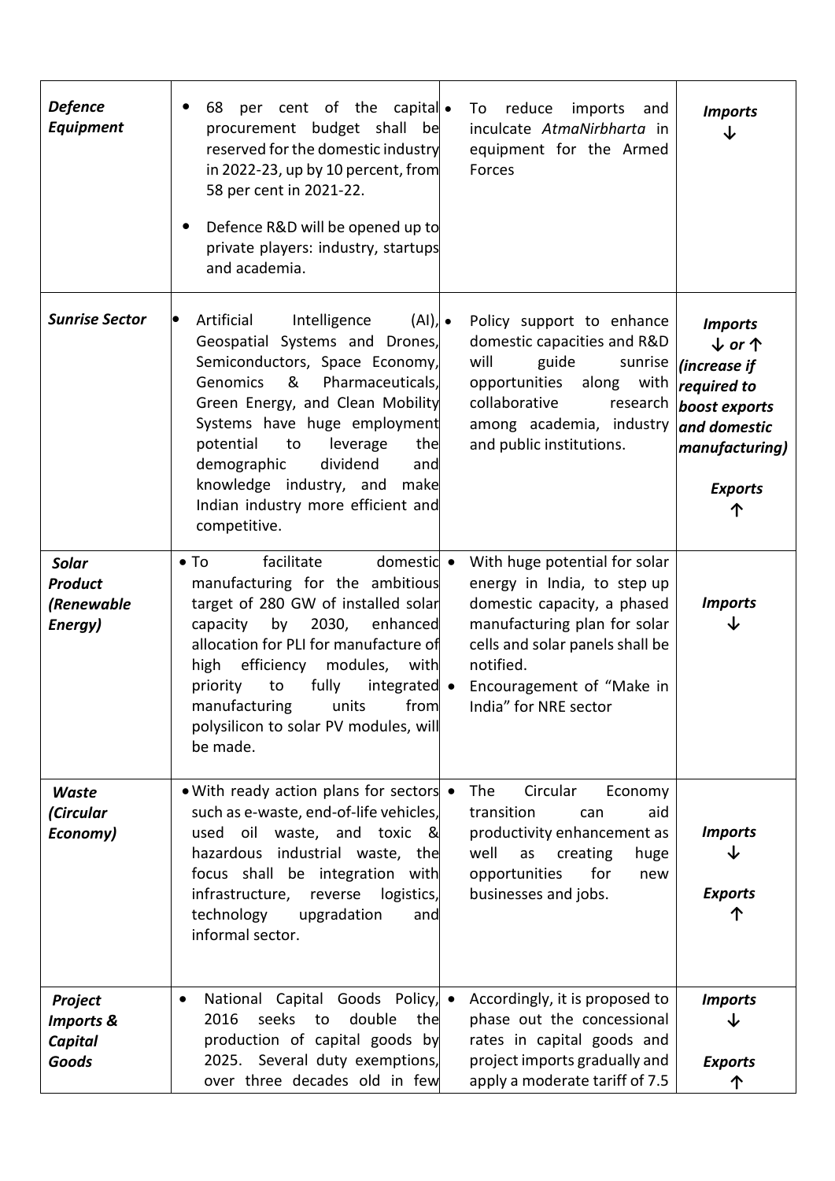| | | | |
|---|---|---|---|
| ***Defence Equipment*** | • 68 per cent of the capital procurement budget shall be reserved for the domestic industry in 2022-23, up by 10 percent, from 58 per cent in 2021-22.<br>• Defence R&D will be opened up to private players: industry, startups and academia. | • To reduce imports and inculcate *AtmaNirbharta* in equipment for the Armed Forces | ***Imports ↓*** |
| ***Sunrise Sector*** | • Artificial Intelligence (AI), Geospatial Systems and Drones, Semiconductors, Space Economy, Genomics & Pharmaceuticals, Green Energy, and Clean Mobility Systems have huge employment potential to leverage the demographic dividend and knowledge industry, and make Indian industry more efficient and competitive. | • Policy support to enhance domestic capacities and R&D will guide sunrise opportunities along with collaborative research among academia, industry and public institutions. | ***Imports ↓ or ↑ (increase if required to boost exports and domestic manufacturing)***<br><br>***Exports ↑*** |
| ***Solar Product (Renewable Energy)*** | • To facilitate domestic manufacturing for the ambitious target of 280 GW of installed solar capacity by 2030, enhanced allocation for PLI for manufacture of high efficiency modules, with priority to fully integrated manufacturing units from polysilicon to solar PV modules, will be made. | • With huge potential for solar energy in India, to step up domestic capacity, a phased manufacturing plan for solar cells and solar panels shall be notified.<br>• Encouragement of "Make in India" for NRE sector | ***Imports ↓*** |
| ***Waste (Circular Economy)*** | • With ready action plans for sectors such as e-waste, end-of-life vehicles, used oil waste, and toxic & hazardous industrial waste, the focus shall be integration with infrastructure, reverse logistics, technology upgradation and informal sector. | • The Circular Economy transition can aid productivity enhancement as well as creating huge opportunities for new businesses and jobs. | ***Imports ↓***<br><br>***Exports ↑*** |
| ***Project Imports & Capital Goods*** | • National Capital Goods Policy, 2016 seeks to double the production of capital goods by 2025. Several duty exemptions, over three decades old in few | • Accordingly, it is proposed to phase out the concessional rates in capital goods and project imports gradually and apply a moderate tariff of 7.5 | ***Imports ↓***<br><br>***Exports ↑*** |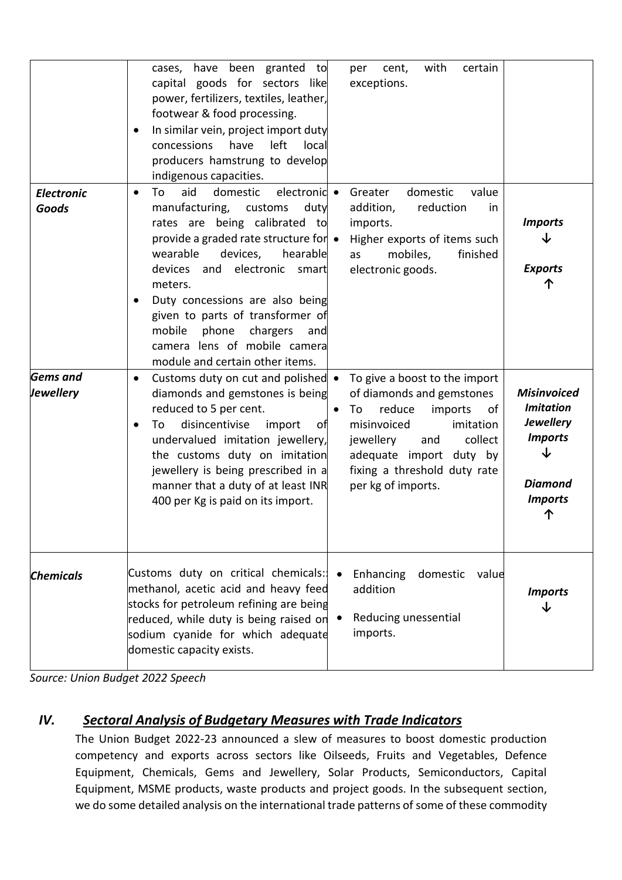| | | | |
|---|---|---|---|
| | • cases, have been granted to capital goods for sectors like power, fertilizers, textiles, leather, footwear & food processing.<br>• In similar vein, project import duty concessions have left local producers hamstrung to develop indigenous capacities. | per cent, with certain exceptions. | |
| ***Electronic Goods*** | • To aid domestic electronic manufacturing, customs duty rates are being calibrated to provide a graded rate structure for wearable devices, hearable devices and electronic smart meters.<br>• Duty concessions are also being given to parts of transformer of mobile phone chargers and camera lens of mobile camera module and certain other items. | • Greater domestic value addition, reduction in imports.<br>• Higher exports of items such as mobiles, finished electronic goods. | ***Imports*** ↓<br><br>***Exports*** ↑ |
| ***Gems and Jewellery*** | • Customs duty on cut and polished diamonds and gemstones is being reduced to 5 per cent.<br>• To disincentivise import of undervalued imitation jewellery, the customs duty on imitation jewellery is being prescribed in a manner that a duty of at least INR 400 per Kg is paid on its import. | • To give a boost to the import of diamonds and gemstones<br>• To reduce imports of misinvoiced imitation jewellery and collect adequate import duty by fixing a threshold duty rate per kg of imports. | ***Misinvoiced Imitation Jewellery Imports*** ↓<br><br>***Diamond Imports*** ↑ |
| ***Chemicals*** | Customs duty on critical chemicals:: methanol, acetic acid and heavy feed stocks for petroleum refining are being reduced, while duty is being raised on sodium cyanide for which adequate domestic capacity exists. | • Enhancing domestic value addition<br>• Reducing unessential imports. | ***Imports*** ↓ |

*Source: Union Budget 2022 Speech*

## IV. *Sectoral Analysis of Budgetary Measures with Trade Indicators*

The Union Budget 2022-23 announced a slew of measures to boost domestic production competency and exports across sectors like Oilseeds, Fruits and Vegetables, Defence Equipment, Chemicals, Gems and Jewellery, Solar Products, Semiconductors, Capital Equipment, MSME products, waste products and project goods. In the subsequent section, we do some detailed analysis on the international trade patterns of some of these commodity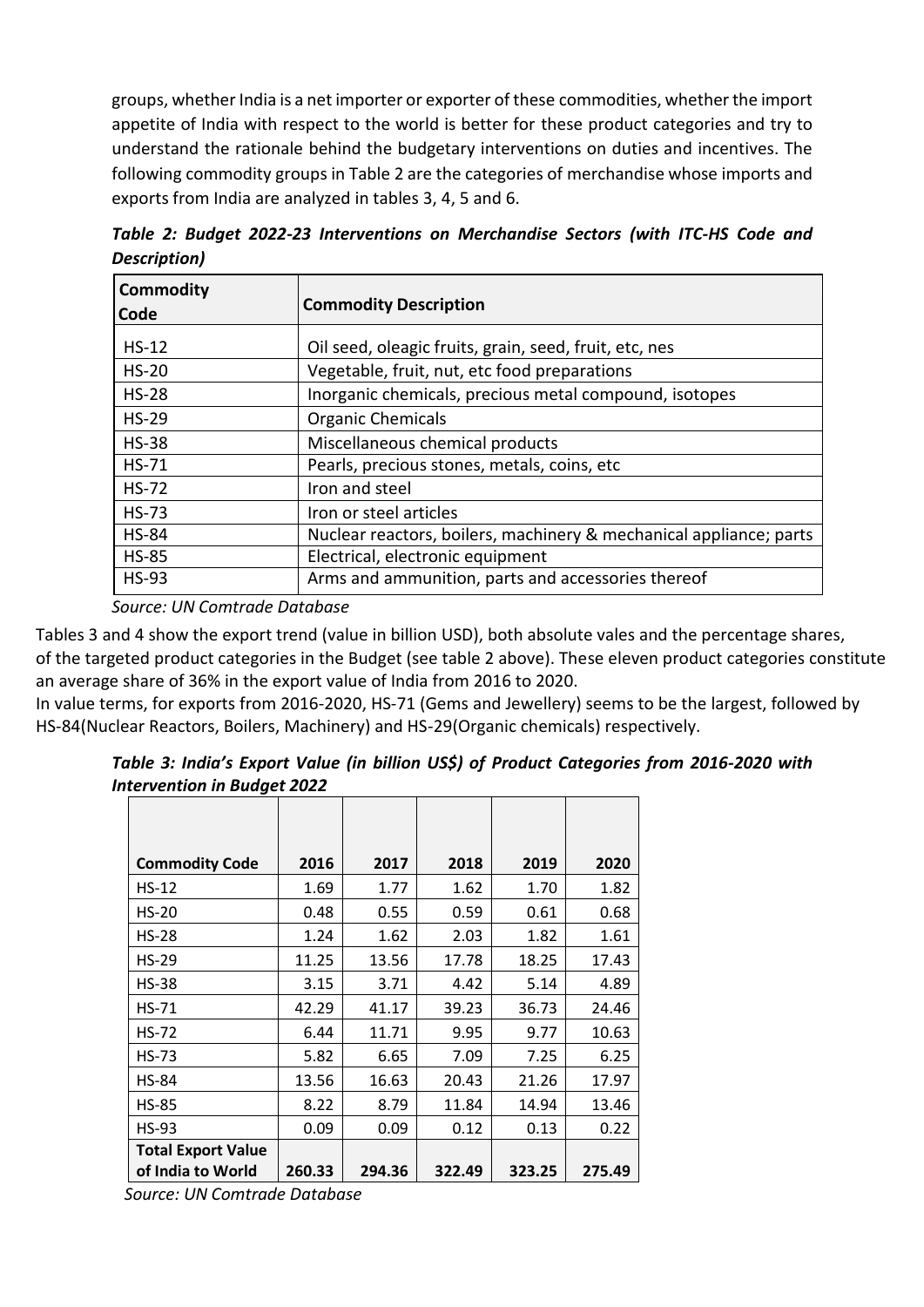groups, whether India is a net importer or exporter of these commodities, whether the import appetite of India with respect to the world is better for these product categories and try to understand the rationale behind the budgetary interventions on duties and incentives. The following commodity groups in Table 2 are the categories of merchandise whose imports and exports from India are analyzed in tables 3, 4, 5 and 6.

***Table 2: Budget 2022-23 Interventions on Merchandise Sectors (with ITC-HS Code and Description)***

| Commodity Code | Commodity Description |
|---|---|
| HS-12 | Oil seed, oleagic fruits, grain, seed, fruit, etc, nes |
| HS-20 | Vegetable, fruit, nut, etc food preparations |
| HS-28 | Inorganic chemicals, precious metal compound, isotopes |
| HS-29 | Organic Chemicals |
| HS-38 | Miscellaneous chemical products |
| HS-71 | Pearls, precious stones, metals, coins, etc |
| HS-72 | Iron and steel |
| HS-73 | Iron or steel articles |
| HS-84 | Nuclear reactors, boilers, machinery & mechanical appliance; parts |
| HS-85 | Electrical, electronic equipment |
| HS-93 | Arms and ammunition, parts and accessories thereof |

*Source: UN Comtrade Database*

Tables 3 and 4 show the export trend (value in billion USD), both absolute vales and the percentage shares, of the targeted product categories in the Budget (see table 2 above). These eleven product categories constitute an average share of 36% in the export value of India from 2016 to 2020.

In value terms, for exports from 2016-2020, HS-71 (Gems and Jewellery) seems to be the largest, followed by HS-84(Nuclear Reactors, Boilers, Machinery) and HS-29(Organic chemicals) respectively.

***Table 3: India's Export Value (in billion US$) of Product Categories from 2016-2020 with Intervention in Budget 2022***

| Commodity Code | 2016 | 2017 | 2018 | 2019 | 2020 |
|---|---|---|---|---|---|
| HS-12 | 1.69 | 1.77 | 1.62 | 1.70 | 1.82 |
| HS-20 | 0.48 | 0.55 | 0.59 | 0.61 | 0.68 |
| HS-28 | 1.24 | 1.62 | 2.03 | 1.82 | 1.61 |
| HS-29 | 11.25 | 13.56 | 17.78 | 18.25 | 17.43 |
| HS-38 | 3.15 | 3.71 | 4.42 | 5.14 | 4.89 |
| HS-71 | 42.29 | 41.17 | 39.23 | 36.73 | 24.46 |
| HS-72 | 6.44 | 11.71 | 9.95 | 9.77 | 10.63 |
| HS-73 | 5.82 | 6.65 | 7.09 | 7.25 | 6.25 |
| HS-84 | 13.56 | 16.63 | 20.43 | 21.26 | 17.97 |
| HS-85 | 8.22 | 8.79 | 11.84 | 14.94 | 13.46 |
| HS-93 | 0.09 | 0.09 | 0.12 | 0.13 | 0.22 |
| Total Export Value of India to World | 260.33 | 294.36 | 322.49 | 323.25 | 275.49 |

*Source: UN Comtrade Database*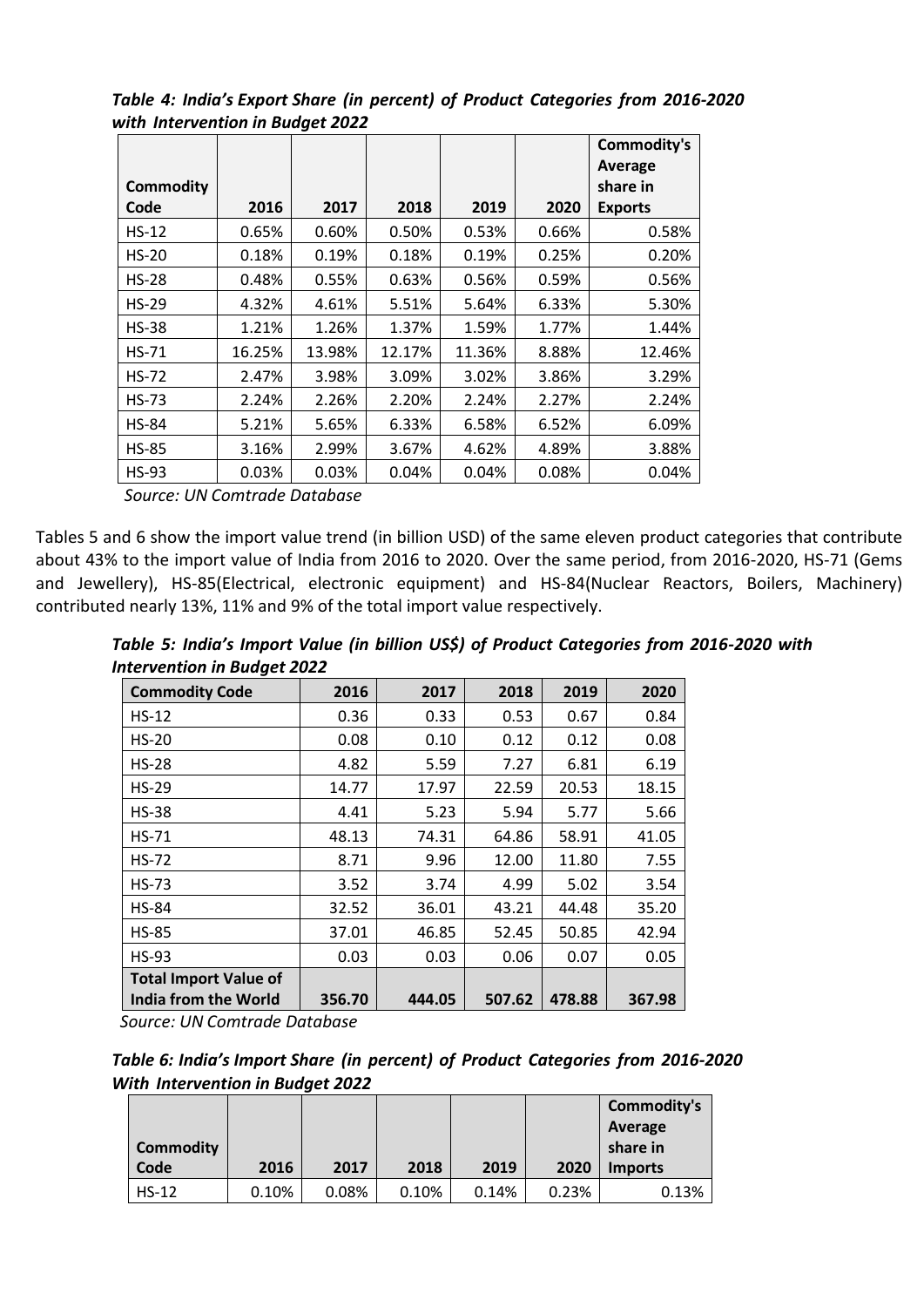***Table 4: India's Export Share (in percent) of Product Categories from 2016-2020 with Intervention in Budget 2022***

| Commodity Code | 2016 | 2017 | 2018 | 2019 | 2020 | Commodity's Average share in Exports |
|---|---|---|---|---|---|---|
| HS-12 | 0.65% | 0.60% | 0.50% | 0.53% | 0.66% | 0.58% |
| HS-20 | 0.18% | 0.19% | 0.18% | 0.19% | 0.25% | 0.20% |
| HS-28 | 0.48% | 0.55% | 0.63% | 0.56% | 0.59% | 0.56% |
| HS-29 | 4.32% | 4.61% | 5.51% | 5.64% | 6.33% | 5.30% |
| HS-38 | 1.21% | 1.26% | 1.37% | 1.59% | 1.77% | 1.44% |
| HS-71 | 16.25% | 13.98% | 12.17% | 11.36% | 8.88% | 12.46% |
| HS-72 | 2.47% | 3.98% | 3.09% | 3.02% | 3.86% | 3.29% |
| HS-73 | 2.24% | 2.26% | 2.20% | 2.24% | 2.27% | 2.24% |
| HS-84 | 5.21% | 5.65% | 6.33% | 6.58% | 6.52% | 6.09% |
| HS-85 | 3.16% | 2.99% | 3.67% | 4.62% | 4.89% | 3.88% |
| HS-93 | 0.03% | 0.03% | 0.04% | 0.04% | 0.08% | 0.04% |

*Source: UN Comtrade Database*

Tables 5 and 6 show the import value trend (in billion USD) of the same eleven product categories that contribute about 43% to the import value of India from 2016 to 2020. Over the same period, from 2016-2020, HS-71 (Gems and Jewellery), HS-85(Electrical, electronic equipment) and HS-84(Nuclear Reactors, Boilers, Machinery) contributed nearly 13%, 11% and 9% of the total import value respectively.

***Table 5: India's Import Value (in billion US$) of Product Categories from 2016-2020 with Intervention in Budget 2022***

| Commodity Code | 2016 | 2017 | 2018 | 2019 | 2020 |
|---|---|---|---|---|---|
| HS-12 | 0.36 | 0.33 | 0.53 | 0.67 | 0.84 |
| HS-20 | 0.08 | 0.10 | 0.12 | 0.12 | 0.08 |
| HS-28 | 4.82 | 5.59 | 7.27 | 6.81 | 6.19 |
| HS-29 | 14.77 | 17.97 | 22.59 | 20.53 | 18.15 |
| HS-38 | 4.41 | 5.23 | 5.94 | 5.77 | 5.66 |
| HS-71 | 48.13 | 74.31 | 64.86 | 58.91 | 41.05 |
| HS-72 | 8.71 | 9.96 | 12.00 | 11.80 | 7.55 |
| HS-73 | 3.52 | 3.74 | 4.99 | 5.02 | 3.54 |
| HS-84 | 32.52 | 36.01 | 43.21 | 44.48 | 35.20 |
| HS-85 | 37.01 | 46.85 | 52.45 | 50.85 | 42.94 |
| HS-93 | 0.03 | 0.03 | 0.06 | 0.07 | 0.05 |
| **Total Import Value of India from the World** | **356.70** | **444.05** | **507.62** | **478.88** | **367.98** |

*Source: UN Comtrade Database*

***Table 6: India's Import Share (in percent) of Product Categories from 2016-2020 With Intervention in Budget 2022***

| Commodity Code | 2016 | 2017 | 2018 | 2019 | 2020 | Commodity's Average share in Imports |
|---|---|---|---|---|---|---|
| HS-12 | 0.10% | 0.08% | 0.10% | 0.14% | 0.23% | 0.13% |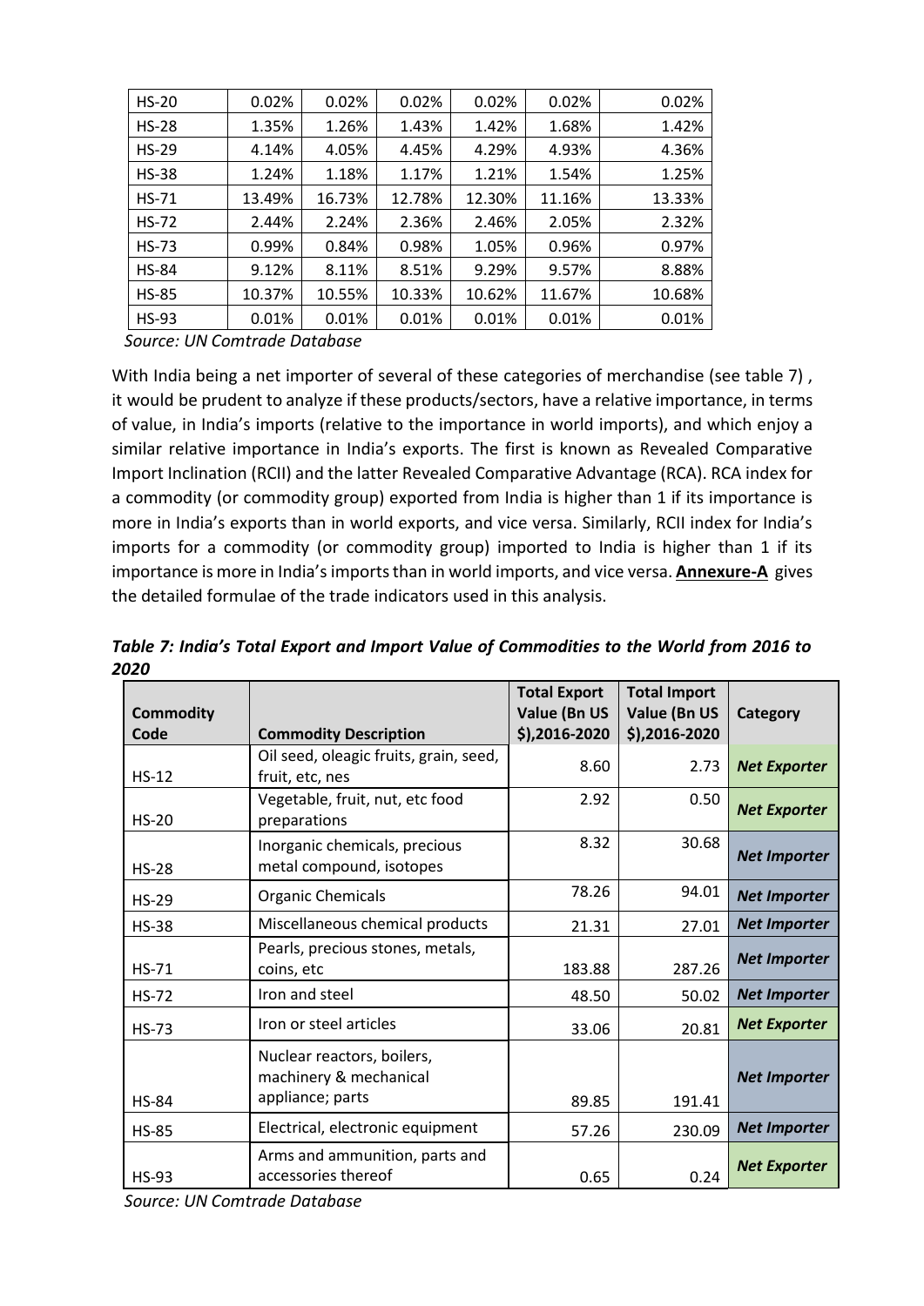| HS-20 | 0.02% | 0.02% | 0.02% | 0.02% | 0.02% | 0.02% |
|---|---|---|---|---|---|---|
| HS-28 | 1.35% | 1.26% | 1.43% | 1.42% | 1.68% | 1.42% |
| HS-29 | 4.14% | 4.05% | 4.45% | 4.29% | 4.93% | 4.36% |
| HS-38 | 1.24% | 1.18% | 1.17% | 1.21% | 1.54% | 1.25% |
| HS-71 | 13.49% | 16.73% | 12.78% | 12.30% | 11.16% | 13.33% |
| HS-72 | 2.44% | 2.24% | 2.36% | 2.46% | 2.05% | 2.32% |
| HS-73 | 0.99% | 0.84% | 0.98% | 1.05% | 0.96% | 0.97% |
| HS-84 | 9.12% | 8.11% | 8.51% | 9.29% | 9.57% | 8.88% |
| HS-85 | 10.37% | 10.55% | 10.33% | 10.62% | 11.67% | 10.68% |
| HS-93 | 0.01% | 0.01% | 0.01% | 0.01% | 0.01% | 0.01% |

*Source: UN Comtrade Database*

With India being a net importer of several of these categories of merchandise (see table 7) , it would be prudent to analyze if these products/sectors, have a relative importance, in terms of value, in India's imports (relative to the importance in world imports), and which enjoy a similar relative importance in India's exports. The first is known as Revealed Comparative Import Inclination (RCII) and the latter Revealed Comparative Advantage (RCA). RCA index for a commodity (or commodity group) exported from India is higher than 1 if its importance is more in India's exports than in world exports, and vice versa. Similarly, RCII index for India's imports for a commodity (or commodity group) imported to India is higher than 1 if its importance is more in India's imports than in world imports, and vice versa. **Annexure-A** gives the detailed formulae of the trade indicators used in this analysis.

***Table 7: India's Total Export and Import Value of Commodities to the World from 2016 to 2020***

| Commodity Code | Commodity Description | Total Export Value (Bn US $),2016-2020 | Total Import Value (Bn US $),2016-2020 | Category |
|---|---|---|---|---|
| HS-12 | Oil seed, oleagic fruits, grain, seed, fruit, etc, nes | 8.60 | 2.73 | ***Net Exporter*** |
| HS-20 | Vegetable, fruit, nut, etc food preparations | 2.92 | 0.50 | ***Net Exporter*** |
| HS-28 | Inorganic chemicals, precious metal compound, isotopes | 8.32 | 30.68 | ***Net Importer*** |
| HS-29 | Organic Chemicals | 78.26 | 94.01 | ***Net Importer*** |
| HS-38 | Miscellaneous chemical products | 21.31 | 27.01 | ***Net Importer*** |
| HS-71 | Pearls, precious stones, metals, coins, etc | 183.88 | 287.26 | ***Net Importer*** |
| HS-72 | Iron and steel | 48.50 | 50.02 | ***Net Importer*** |
| HS-73 | Iron or steel articles | 33.06 | 20.81 | ***Net Exporter*** |
| HS-84 | Nuclear reactors, boilers, machinery & mechanical appliance; parts | 89.85 | 191.41 | ***Net Importer*** |
| HS-85 | Electrical, electronic equipment | 57.26 | 230.09 | ***Net Importer*** |
| HS-93 | Arms and ammunition, parts and accessories thereof | 0.65 | 0.24 | ***Net Exporter*** |

*Source: UN Comtrade Database*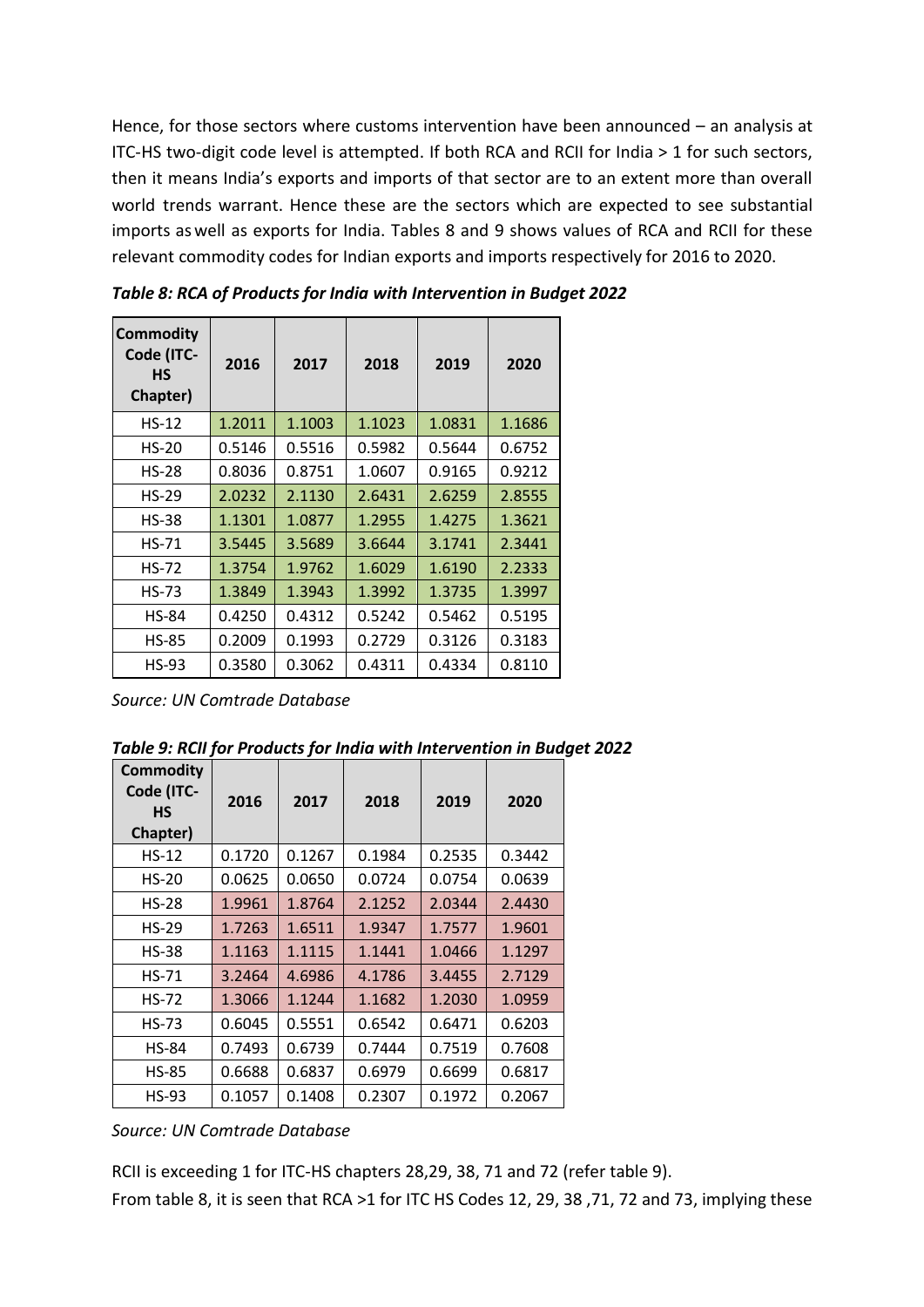Hence, for those sectors where customs intervention have been announced – an analysis at ITC-HS two-digit code level is attempted. If both RCA and RCII for India > 1 for such sectors, then it means India's exports and imports of that sector are to an extent more than overall world trends warrant. Hence these are the sectors which are expected to see substantial imports as well as exports for India. Tables 8 and 9 shows values of RCA and RCII for these relevant commodity codes for Indian exports and imports respectively for 2016 to 2020.

***Table 8: RCA of Products for India with Intervention in Budget 2022***

| Commodity Code (ITC-HS Chapter) | 2016 | 2017 | 2018 | 2019 | 2020 |
|---|---|---|---|---|---|
| HS-12 | 1.2011 | 1.1003 | 1.1023 | 1.0831 | 1.1686 |
| HS-20 | 0.5146 | 0.5516 | 0.5982 | 0.5644 | 0.6752 |
| HS-28 | 0.8036 | 0.8751 | 1.0607 | 0.9165 | 0.9212 |
| HS-29 | 2.0232 | 2.1130 | 2.6431 | 2.6259 | 2.8555 |
| HS-38 | 1.1301 | 1.0877 | 1.2955 | 1.4275 | 1.3621 |
| HS-71 | 3.5445 | 3.5689 | 3.6644 | 3.1741 | 2.3441 |
| HS-72 | 1.3754 | 1.9762 | 1.6029 | 1.6190 | 2.2333 |
| HS-73 | 1.3849 | 1.3943 | 1.3992 | 1.3735 | 1.3997 |
| HS-84 | 0.4250 | 0.4312 | 0.5242 | 0.5462 | 0.5195 |
| HS-85 | 0.2009 | 0.1993 | 0.2729 | 0.3126 | 0.3183 |
| HS-93 | 0.3580 | 0.3062 | 0.4311 | 0.4334 | 0.8110 |

*Source: UN Comtrade Database*

***Table 9: RCII for Products for India with Intervention in Budget 2022***

| Commodity Code (ITC-HS Chapter) | 2016 | 2017 | 2018 | 2019 | 2020 |
|---|---|---|---|---|---|
| HS-12 | 0.1720 | 0.1267 | 0.1984 | 0.2535 | 0.3442 |
| HS-20 | 0.0625 | 0.0650 | 0.0724 | 0.0754 | 0.0639 |
| HS-28 | 1.9961 | 1.8764 | 2.1252 | 2.0344 | 2.4430 |
| HS-29 | 1.7263 | 1.6511 | 1.9347 | 1.7577 | 1.9601 |
| HS-38 | 1.1163 | 1.1115 | 1.1441 | 1.0466 | 1.1297 |
| HS-71 | 3.2464 | 4.6986 | 4.1786 | 3.4455 | 2.7129 |
| HS-72 | 1.3066 | 1.1244 | 1.1682 | 1.2030 | 1.0959 |
| HS-73 | 0.6045 | 0.5551 | 0.6542 | 0.6471 | 0.6203 |
| HS-84 | 0.7493 | 0.6739 | 0.7444 | 0.7519 | 0.7608 |
| HS-85 | 0.6688 | 0.6837 | 0.6979 | 0.6699 | 0.6817 |
| HS-93 | 0.1057 | 0.1408 | 0.2307 | 0.1972 | 0.2067 |

*Source: UN Comtrade Database*

RCII is exceeding 1 for ITC-HS chapters 28,29, 38, 71 and 72 (refer table 9).

From table 8, it is seen that RCA >1 for ITC HS Codes 12, 29, 38 ,71, 72 and 73, implying these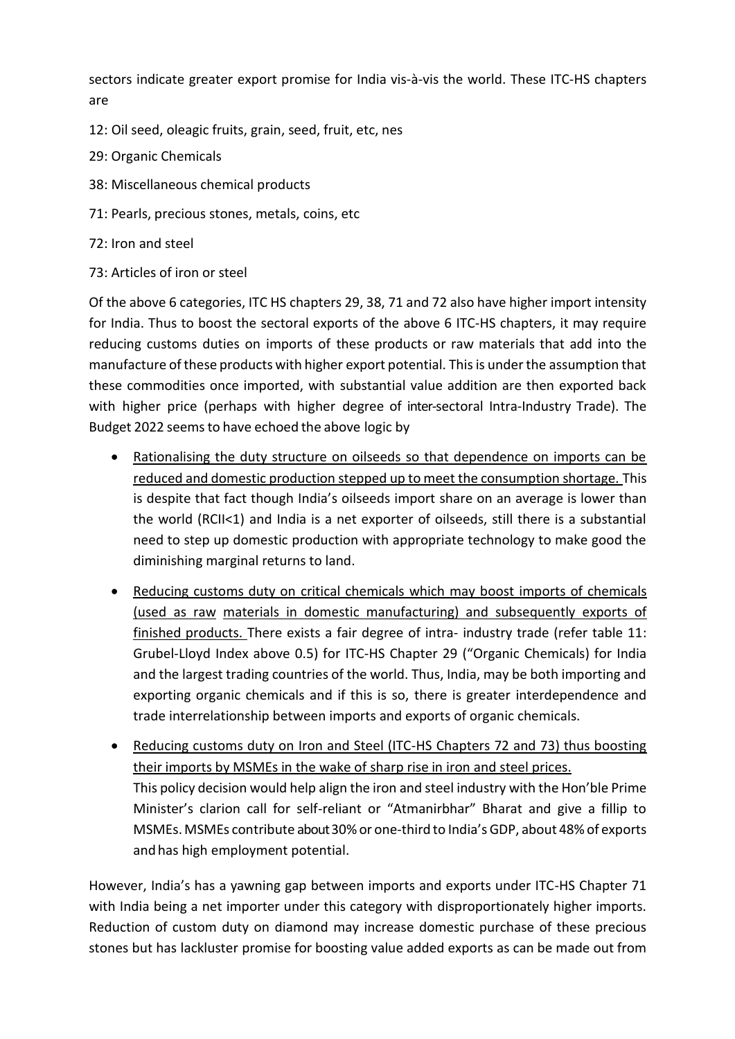sectors indicate greater export promise for India vis-à-vis the world. These ITC-HS chapters are

12: Oil seed, oleagic fruits, grain, seed, fruit, etc, nes

29: Organic Chemicals

38: Miscellaneous chemical products

71: Pearls, precious stones, metals, coins, etc

72: Iron and steel

73: Articles of iron or steel

Of the above 6 categories, ITC HS chapters 29, 38, 71 and 72 also have higher import intensity for India. Thus to boost the sectoral exports of the above 6 ITC-HS chapters, it may require reducing customs duties on imports of these products or raw materials that add into the manufacture of these products with higher export potential. This is under the assumption that these commodities once imported, with substantial value addition are then exported back with higher price (perhaps with higher degree of inter-sectoral Intra-Industry Trade). The Budget 2022 seems to have echoed the above logic by

- <u>Rationalising the duty structure on oilseeds so that dependence on imports can be reduced and domestic production stepped up to meet the consumption shortage.</u> This is despite that fact though India's oilseeds import share on an average is lower than the world (RCII<1) and India is a net exporter of oilseeds, still there is a substantial need to step up domestic production with appropriate technology to make good the diminishing marginal returns to land.
- <u>Reducing customs duty on critical chemicals which may boost imports of chemicals (used as raw materials in domestic manufacturing) and subsequently exports of finished products.</u> There exists a fair degree of intra- industry trade (refer table 11: Grubel-Lloyd Index above 0.5) for ITC-HS Chapter 29 ("Organic Chemicals) for India and the largest trading countries of the world. Thus, India, may be both importing and exporting organic chemicals and if this is so, there is greater interdependence and trade interrelationship between imports and exports of organic chemicals.
- <u>Reducing customs duty on Iron and Steel (ITC-HS Chapters 72 and 73) thus boosting their imports by MSMEs in the wake of sharp rise in iron and steel prices.</u>
  This policy decision would help align the iron and steel industry with the Hon'ble Prime Minister's clarion call for self-reliant or "Atmanirbhar" Bharat and give a fillip to MSMEs. MSMEs contribute about 30% or one-third to India's GDP, about 48% of exports and has high employment potential.

However, India's has a yawning gap between imports and exports under ITC-HS Chapter 71 with India being a net importer under this category with disproportionately higher imports. Reduction of custom duty on diamond may increase domestic purchase of these precious stones but has lackluster promise for boosting value added exports as can be made out from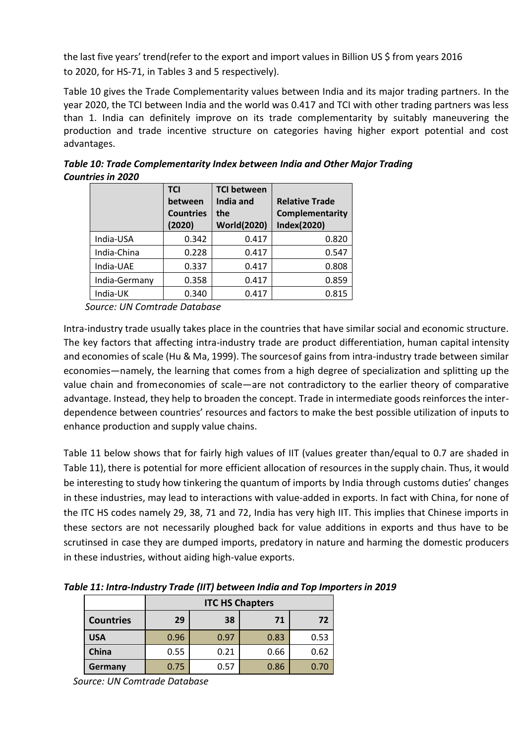the last five years' trend(refer to the export and import values in Billion US $ from years 2016 to 2020, for HS-71, in Tables 3 and 5 respectively).

Table 10 gives the Trade Complementarity values between India and its major trading partners. In the year 2020, the TCI between India and the world was 0.417 and TCI with other trading partners was less than 1. India can definitely improve on its trade complementarity by suitably maneuvering the production and trade incentive structure on categories having higher export potential and cost advantages.

***Table 10: Trade Complementarity Index between India and Other Major Trading Countries in 2020***

| | TCI between Countries (2020) | TCI between India and the World(2020) | Relative Trade Complementarity Index(2020) |
|---|---|---|---|
| India-USA | 0.342 | 0.417 | 0.820 |
| India-China | 0.228 | 0.417 | 0.547 |
| India-UAE | 0.337 | 0.417 | 0.808 |
| India-Germany | 0.358 | 0.417 | 0.859 |
| India-UK | 0.340 | 0.417 | 0.815 |

*Source: UN Comtrade Database*

Intra-industry trade usually takes place in the countries that have similar social and economic structure. The key factors that affecting intra-industry trade are product differentiation, human capital intensity and economies of scale (Hu & Ma, 1999). The sourcesof gains from intra-industry trade between similar economies—namely, the learning that comes from a high degree of specialization and splitting up the value chain and fromeconomies of scale—are not contradictory to the earlier theory of comparative advantage. Instead, they help to broaden the concept. Trade in intermediate goods reinforces the inter-dependence between countries' resources and factors to make the best possible utilization of inputs to enhance production and supply value chains.

Table 11 below shows that for fairly high values of IIT (values greater than/equal to 0.7 are shaded in Table 11), there is potential for more efficient allocation of resources in the supply chain. Thus, it would be interesting to study how tinkering the quantum of imports by India through customs duties' changes in these industries, may lead to interactions with value-added in exports. In fact with China, for none of the ITC HS codes namely 29, 38, 71 and 72, India has very high IIT. This implies that Chinese imports in these sectors are not necessarily ploughed back for value additions in exports and thus have to be scrutinsed in case they are dumped imports, predatory in nature and harming the domestic producers in these industries, without aiding high-value exports.

***Table 11: Intra-Industry Trade (IIT) between India and Top Importers in 2019***

| | ITC HS Chapters | | | |
|---|---|---|---|---|
| **Countries** | **29** | **38** | **71** | **72** |
| **USA** | 0.96 | 0.97 | 0.83 | 0.53 |
| **China** | 0.55 | 0.21 | 0.66 | 0.62 |
| **Germany** | 0.75 | 0.57 | 0.86 | 0.70 |

*Source: UN Comtrade Database*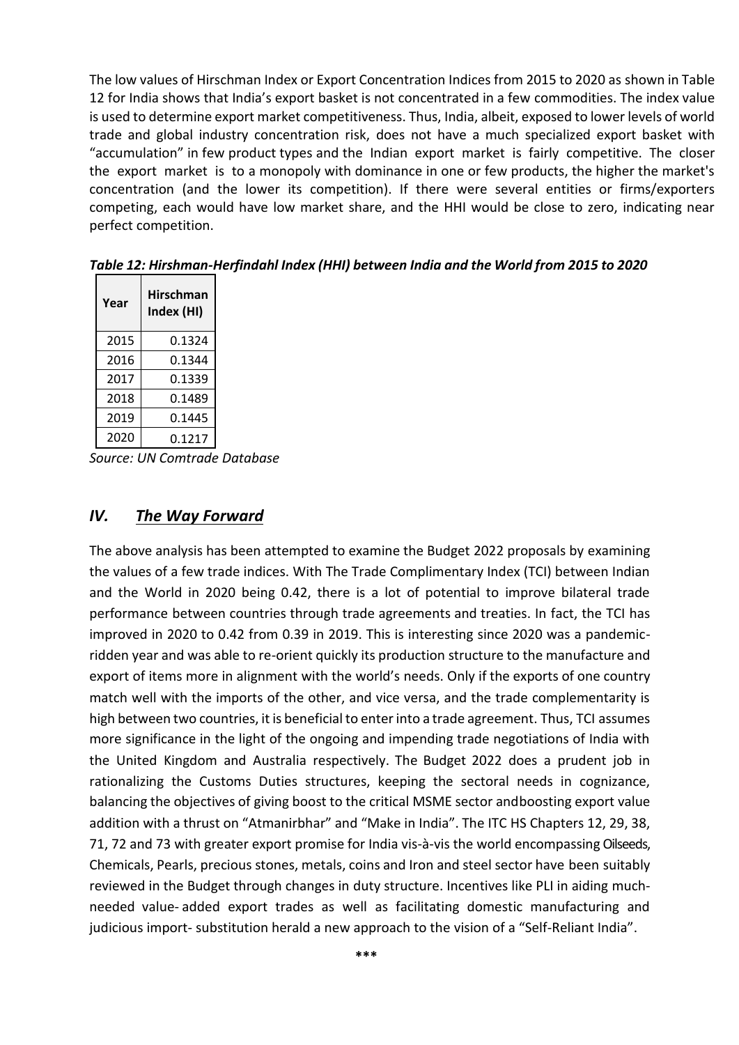The low values of Hirschman Index or Export Concentration Indices from 2015 to 2020 as shown in Table 12 for India shows that India's export basket is not concentrated in a few commodities. The index value is used to determine export market competitiveness. Thus, India, albeit, exposed to lower levels of world trade and global industry concentration risk, does not have a much specialized export basket with "accumulation" in few product types and the Indian export market is fairly competitive. The closer the export market is to a monopoly with dominance in one or few products, the higher the market's concentration (and the lower its competition). If there were several entities or firms/exporters competing, each would have low market share, and the HHI would be close to zero, indicating near perfect competition.

***Table 12: Hirshman-Herfindahl Index (HHI) between India and the World from 2015 to 2020***

| Year | Hirschman Index (HI) |
|---|---|
| 2015 | 0.1324 |
| 2016 | 0.1344 |
| 2017 | 0.1339 |
| 2018 | 0.1489 |
| 2019 | 0.1445 |
| 2020 | 0.1217 |

*Source: UN Comtrade Database*

## ***IV. <u>The Way Forward</u>***

The above analysis has been attempted to examine the Budget 2022 proposals by examining the values of a few trade indices. With The Trade Complimentary Index (TCI) between Indian and the World in 2020 being 0.42, there is a lot of potential to improve bilateral trade performance between countries through trade agreements and treaties. In fact, the TCI has improved in 2020 to 0.42 from 0.39 in 2019. This is interesting since 2020 was a pandemic-ridden year and was able to re-orient quickly its production structure to the manufacture and export of items more in alignment with the world's needs. Only if the exports of one country match well with the imports of the other, and vice versa, and the trade complementarity is high between two countries, it is beneficial to enter into a trade agreement. Thus, TCI assumes more significance in the light of the ongoing and impending trade negotiations of India with the United Kingdom and Australia respectively. The Budget 2022 does a prudent job in rationalizing the Customs Duties structures, keeping the sectoral needs in cognizance, balancing the objectives of giving boost to the critical MSME sector andboosting export value addition with a thrust on "Atmanirbhar" and "Make in India". The ITC HS Chapters 12, 29, 38, 71, 72 and 73 with greater export promise for India vis-à-vis the world encompassing Oilseeds, Chemicals, Pearls, precious stones, metals, coins and Iron and steel sector have been suitably reviewed in the Budget through changes in duty structure. Incentives like PLI in aiding much-needed value- added export trades as well as facilitating domestic manufacturing and judicious import- substitution herald a new approach to the vision of a "Self-Reliant India".

***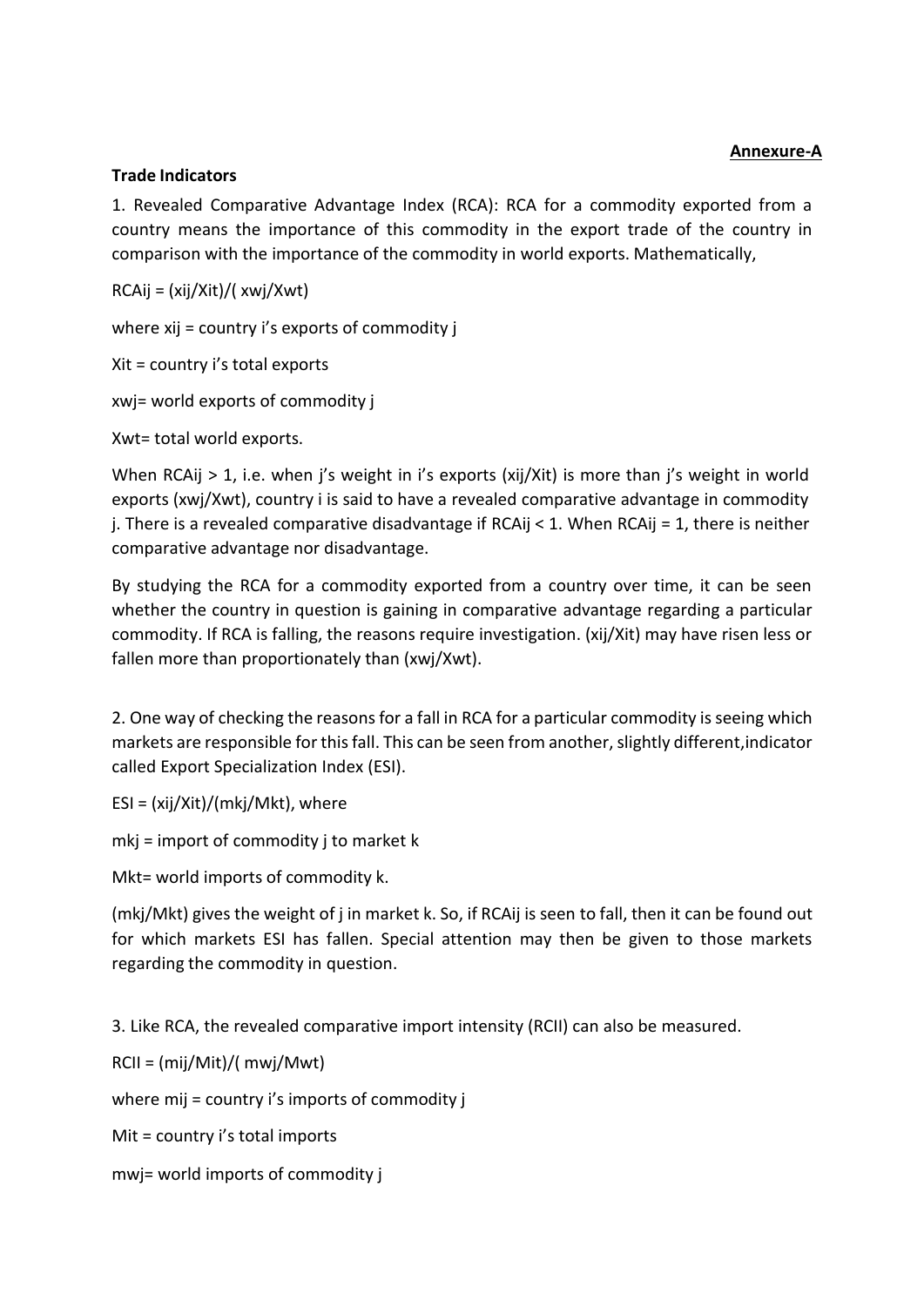**Annexure-A**

**Trade Indicators**

1. Revealed Comparative Advantage Index (RCA): RCA for a commodity exported from a country means the importance of this commodity in the export trade of the country in comparison with the importance of the commodity in world exports. Mathematically,

$RCA_{ij} = (x_{ij}/X_{it})/(x_{wj}/X_{wt})$

where $x_{ij}$ = country i's exports of commodity j

$X_{it}$ = country i's total exports

$x_{wj}$ = world exports of commodity j

$X_{wt}$ = total world exports.

When $RCA_{ij} > 1$, i.e. when j's weight in i's exports ($x_{ij}/X_{it}$) is more than j's weight in world exports ($x_{wj}/X_{wt}$), country i is said to have a revealed comparative advantage in commodity j. There is a revealed comparative disadvantage if $RCA_{ij} < 1$. When $RCA_{ij} = 1$, there is neither comparative advantage nor disadvantage.

By studying the RCA for a commodity exported from a country over time, it can be seen whether the country in question is gaining in comparative advantage regarding a particular commodity. If RCA is falling, the reasons require investigation. ($x_{ij}/X_{it}$) may have risen less or fallen more than proportionately than ($x_{wj}/X_{wt}$).

2. One way of checking the reasons for a fall in RCA for a particular commodity is seeing which markets are responsible for this fall. This can be seen from another, slightly different,indicator called Export Specialization Index (ESI).

$ESI = (x_{ij}/X_{it})/(m_{kj}/M_{kt})$, where

$m_{kj}$ = import of commodity j to market k

$M_{kt}$ = world imports of commodity k.

($m_{kj}/M_{kt}$) gives the weight of j in market k. So, if $RCA_{ij}$ is seen to fall, then it can be found out for which markets ESI has fallen. Special attention may then be given to those markets regarding the commodity in question.

3. Like RCA, the revealed comparative import intensity (RCII) can also be measured.

$RCII = (m_{ij}/M_{it})/(m_{wj}/M_{wt})$

where $m_{ij}$ = country i's imports of commodity j

$M_{it}$ = country i's total imports

$m_{wj}$ = world imports of commodity j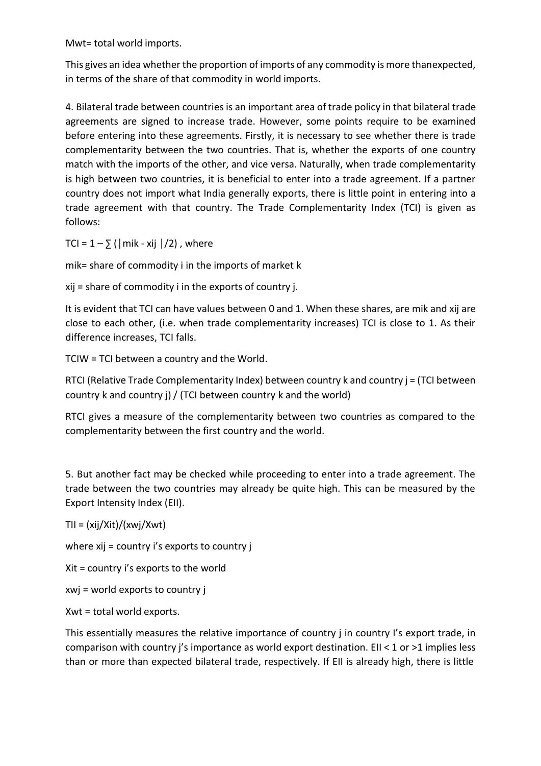$Mwt$= total world imports.

This gives an idea whether the proportion of imports of any commodity is more thanexpected, in terms of the share of that commodity in world imports.

4. Bilateral trade between countries is an important area of trade policy in that bilateral trade agreements are signed to increase trade. However, some points require to be examined before entering into these agreements. Firstly, it is necessary to see whether there is trade complementarity between the two countries. That is, whether the exports of one country match with the imports of the other, and vice versa. Naturally, when trade complementarity is high between two countries, it is beneficial to enter into a trade agreement. If a partner country does not import what India generally exports, there is little point in entering into a trade agreement with that country. The Trade Complementarity Index (TCI) is given as follows:

$TCI = 1 – \sum (|mik - xij|/2)$ , where

$mik$= share of commodity i in the imports of market k

$xij$ = share of commodity i in the exports of country j.

It is evident that TCI can have values between 0 and 1. When these shares, are $mik$ and $xij$ are close to each other, (i.e. when trade complementarity increases) TCI is close to 1. As their difference increases, TCI falls.

TCIW = TCI between a country and the World.

RTCI (Relative Trade Complementarity Index) between country k and country j = (TCI between country k and country j) / (TCI between country k and the world)

RTCI gives a measure of the complementarity between two countries as compared to the complementarity between the first country and the world.

5. But another fact may be checked while proceeding to enter into a trade agreement. The trade between the two countries may already be quite high. This can be measured by the Export Intensity Index (EII).

$TII = (xij/Xit)/(xwj/Xwt)$

where $xij$ = country i's exports to country j

$Xit$ = country i's exports to the world

$xwj$ = world exports to country j

$Xwt$ = total world exports.

This essentially measures the relative importance of country j in country I's export trade, in comparison with country j's importance as world export destination. EII < 1 or >1 implies less than or more than expected bilateral trade, respectively. If EII is already high, there is little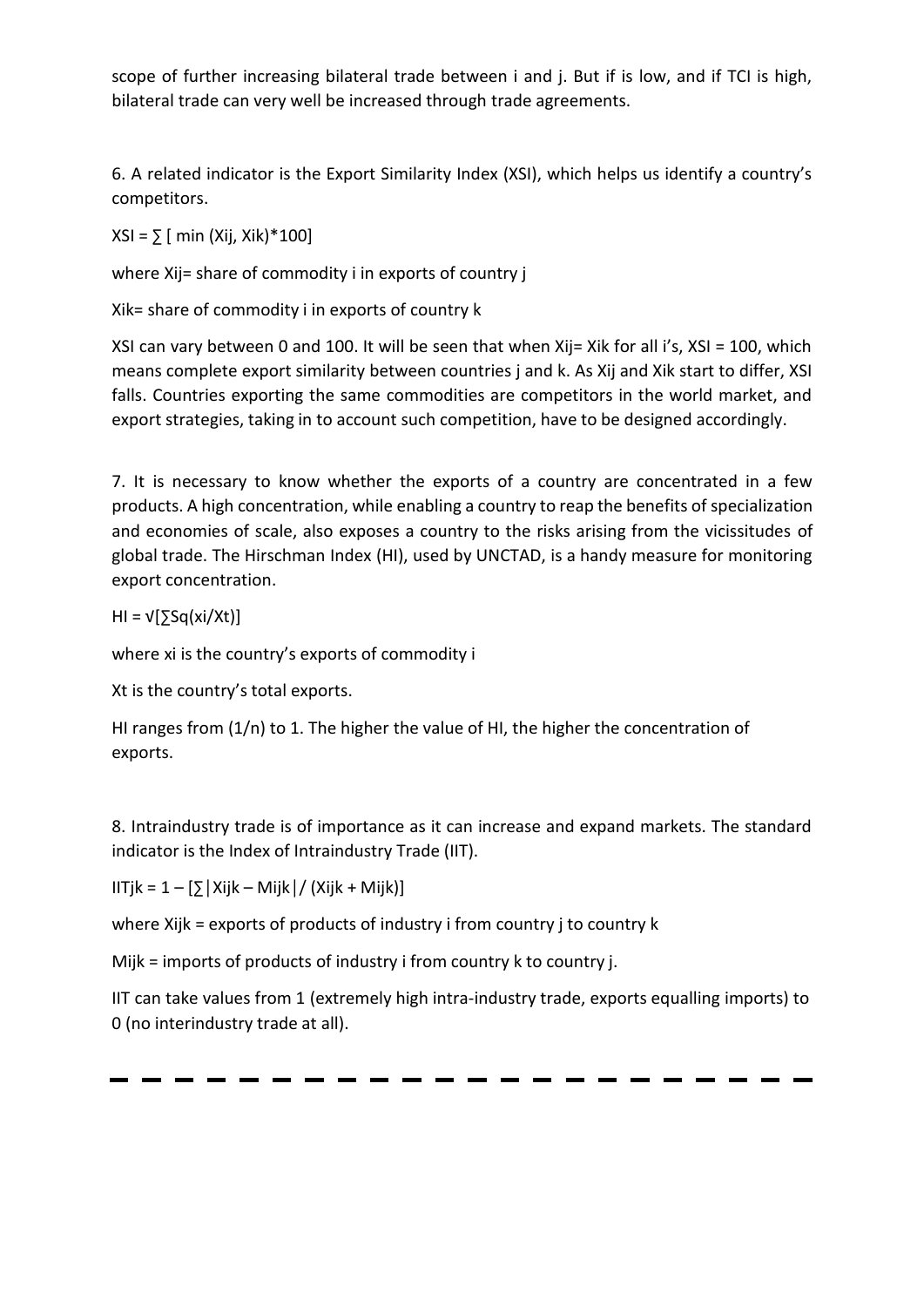scope of further increasing bilateral trade between i and j. But if is low, and if TCI is high, bilateral trade can very well be increased through trade agreements.

6. A related indicator is the Export Similarity Index (XSI), which helps us identify a country's competitors.

$$XSI = \sum [\min(X_{ij}, X_{ik}) * 100]$$

where $X_{ij}$= share of commodity i in exports of country j

$X_{ik}$= share of commodity i in exports of country k

XSI can vary between 0 and 100. It will be seen that when $X_{ij}= X_{ik}$ for all i's, XSI = 100, which means complete export similarity between countries j and k. As $X_{ij}$ and $X_{ik}$ start to differ, XSI falls. Countries exporting the same commodities are competitors in the world market, and export strategies, taking in to account such competition, have to be designed accordingly.

7. It is necessary to know whether the exports of a country are concentrated in a few products. A high concentration, while enabling a country to reap the benefits of specialization and economies of scale, also exposes a country to the risks arising from the vicissitudes of global trade. The Hirschman Index (HI), used by UNCTAD, is a handy measure for monitoring export concentration.

$$HI = \sqrt{\left[\sum Sq(x_i/X_t)\right]}$$

where $x_i$ is the country's exports of commodity i

$X_t$ is the country's total exports.

HI ranges from $(1/n)$ to 1. The higher the value of HI, the higher the concentration of exports.

8. Intraindustry trade is of importance as it can increase and expand markets. The standard indicator is the Index of Intraindustry Trade (IIT).

$$IIT_{jk} = 1 - \left[\sum |X_{ijk} - M_{ijk}| / (X_{ijk} + M_{ijk})\right]$$

where $X_{ijk}$ = exports of products of industry i from country j to country k

$M_{ijk}$ = imports of products of industry i from country k to country j.

IIT can take values from 1 (extremely high intra-industry trade, exports equalling imports) to 0 (no interindustry trade at all).